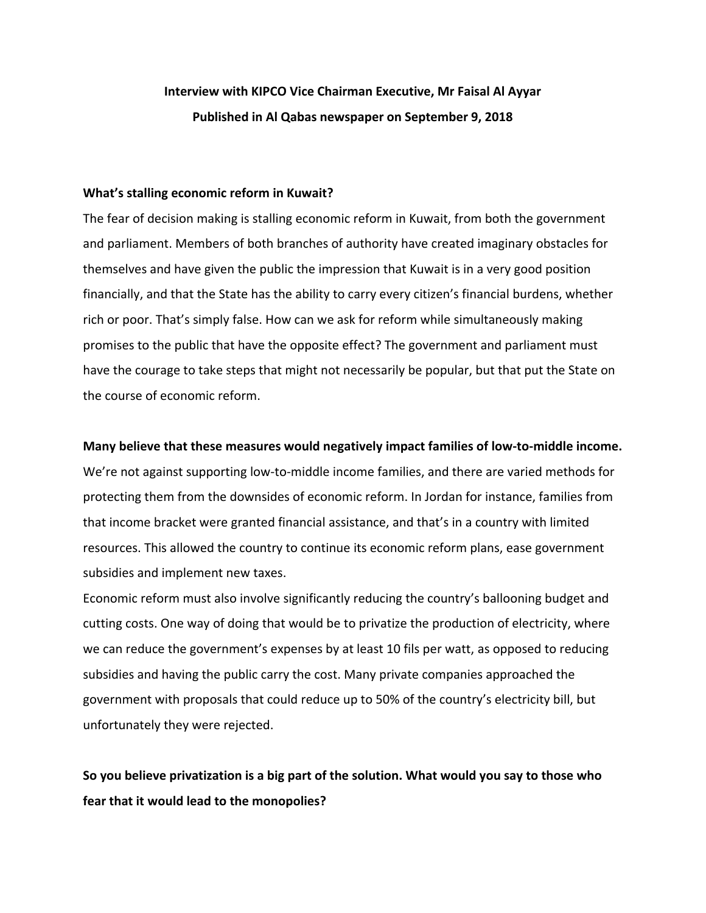**Interview with KIPCO Vice Chairman Executive, Mr Faisal Al Ayyar**
**Published in Al Qabas newspaper on September 9, 2018**

**What's stalling economic reform in Kuwait?**

The fear of decision making is stalling economic reform in Kuwait, from both the government and parliament. Members of both branches of authority have created imaginary obstacles for themselves and have given the public the impression that Kuwait is in a very good position financially, and that the State has the ability to carry every citizen's financial burdens, whether rich or poor. That's simply false. How can we ask for reform while simultaneously making promises to the public that have the opposite effect? The government and parliament must have the courage to take steps that might not necessarily be popular, but that put the State on the course of economic reform.

**Many believe that these measures would negatively impact families of low-to-middle income.**

We're not against supporting low-to-middle income families, and there are varied methods for protecting them from the downsides of economic reform. In Jordan for instance, families from that income bracket were granted financial assistance, and that's in a country with limited resources. This allowed the country to continue its economic reform plans, ease government subsidies and implement new taxes.

Economic reform must also involve significantly reducing the country's ballooning budget and cutting costs. One way of doing that would be to privatize the production of electricity, where we can reduce the government's expenses by at least 10 fils per watt, as opposed to reducing subsidies and having the public carry the cost. Many private companies approached the government with proposals that could reduce up to 50% of the country's electricity bill, but unfortunately they were rejected.

**So you believe privatization is a big part of the solution. What would you say to those who fear that it would lead to the monopolies?**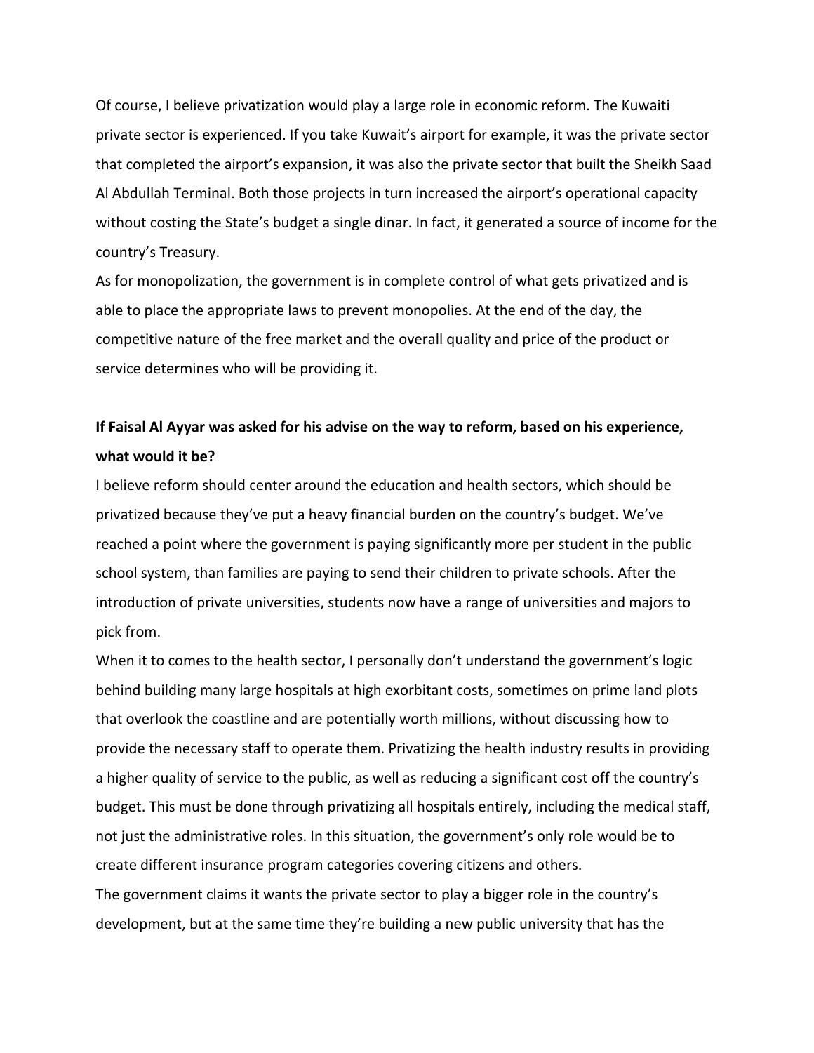Of course, I believe privatization would play a large role in economic reform. The Kuwaiti private sector is experienced. If you take Kuwait's airport for example, it was the private sector that completed the airport's expansion, it was also the private sector that built the Sheikh Saad Al Abdullah Terminal. Both those projects in turn increased the airport's operational capacity without costing the State's budget a single dinar. In fact, it generated a source of income for the country's Treasury.

As for monopolization, the government is in complete control of what gets privatized and is able to place the appropriate laws to prevent monopolies. At the end of the day, the competitive nature of the free market and the overall quality and price of the product or service determines who will be providing it.

**If Faisal Al Ayyar was asked for his advise on the way to reform, based on his experience, what would it be?**

I believe reform should center around the education and health sectors, which should be privatized because they've put a heavy financial burden on the country's budget. We've reached a point where the government is paying significantly more per student in the public school system, than families are paying to send their children to private schools. After the introduction of private universities, students now have a range of universities and majors to pick from.

When it to comes to the health sector, I personally don't understand the government's logic behind building many large hospitals at high exorbitant costs, sometimes on prime land plots that overlook the coastline and are potentially worth millions, without discussing how to provide the necessary staff to operate them. Privatizing the health industry results in providing a higher quality of service to the public, as well as reducing a significant cost off the country's budget. This must be done through privatizing all hospitals entirely, including the medical staff, not just the administrative roles. In this situation, the government's only role would be to create different insurance program categories covering citizens and others.

The government claims it wants the private sector to play a bigger role in the country's development, but at the same time they're building a new public university that has the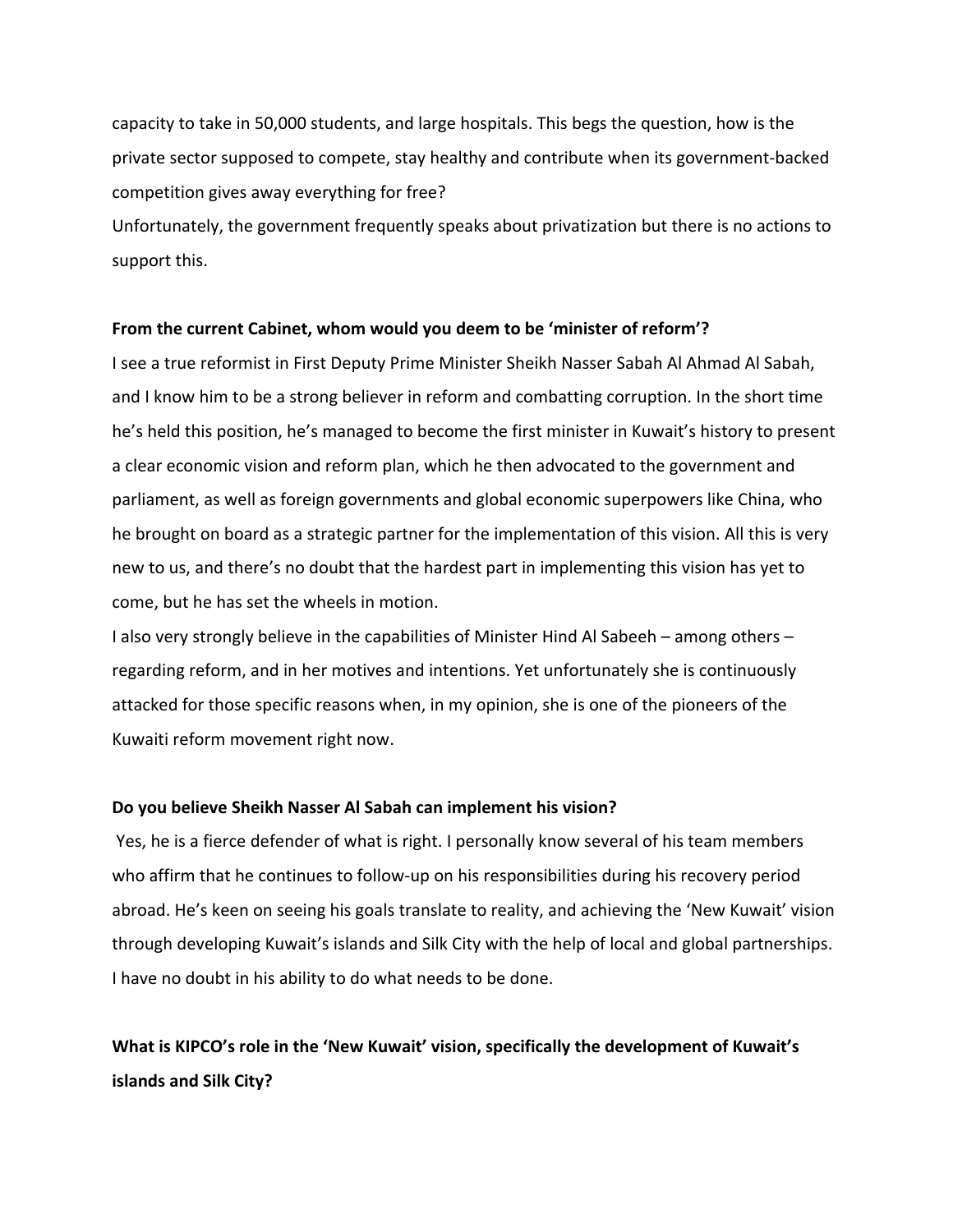capacity to take in 50,000 students, and large hospitals. This begs the question, how is the private sector supposed to compete, stay healthy and contribute when its government-backed competition gives away everything for free?

Unfortunately, the government frequently speaks about privatization but there is no actions to support this.

**From the current Cabinet, whom would you deem to be 'minister of reform'?**

I see a true reformist in First Deputy Prime Minister Sheikh Nasser Sabah Al Ahmad Al Sabah, and I know him to be a strong believer in reform and combatting corruption. In the short time he's held this position, he's managed to become the first minister in Kuwait's history to present a clear economic vision and reform plan, which he then advocated to the government and parliament, as well as foreign governments and global economic superpowers like China, who he brought on board as a strategic partner for the implementation of this vision. All this is very new to us, and there's no doubt that the hardest part in implementing this vision has yet to come, but he has set the wheels in motion.

I also very strongly believe in the capabilities of Minister Hind Al Sabeeh – among others – regarding reform, and in her motives and intentions. Yet unfortunately she is continuously attacked for those specific reasons when, in my opinion, she is one of the pioneers of the Kuwaiti reform movement right now.

**Do you believe Sheikh Nasser Al Sabah can implement his vision?**

Yes, he is a fierce defender of what is right. I personally know several of his team members who affirm that he continues to follow-up on his responsibilities during his recovery period abroad. He's keen on seeing his goals translate to reality, and achieving the 'New Kuwait' vision through developing Kuwait's islands and Silk City with the help of local and global partnerships. I have no doubt in his ability to do what needs to be done.

**What is KIPCO's role in the 'New Kuwait' vision, specifically the development of Kuwait's islands and Silk City?**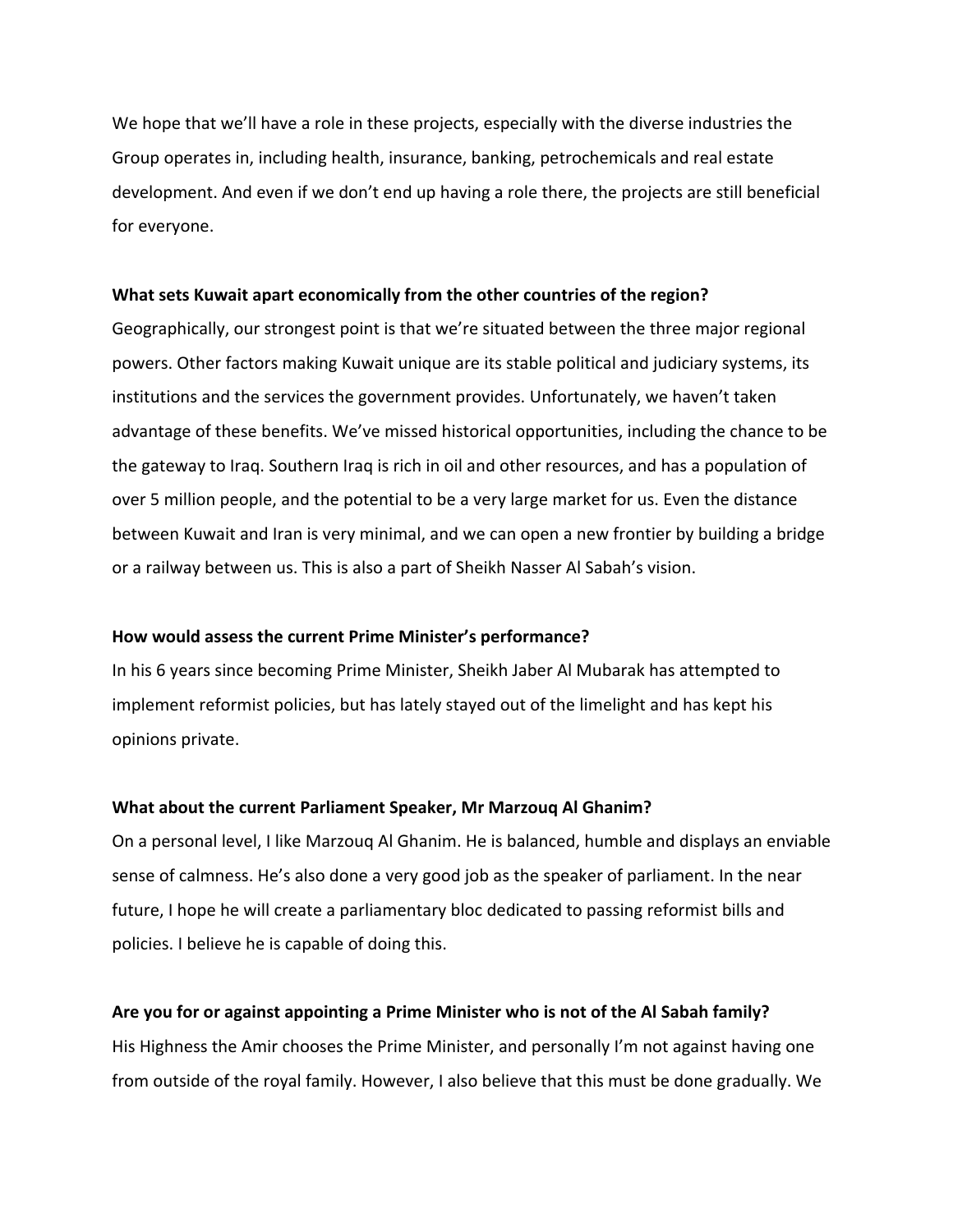We hope that we'll have a role in these projects, especially with the diverse industries the Group operates in, including health, insurance, banking, petrochemicals and real estate development. And even if we don't end up having a role there, the projects are still beneficial for everyone.

**What sets Kuwait apart economically from the other countries of the region?**

Geographically, our strongest point is that we're situated between the three major regional powers. Other factors making Kuwait unique are its stable political and judiciary systems, its institutions and the services the government provides. Unfortunately, we haven't taken advantage of these benefits. We've missed historical opportunities, including the chance to be the gateway to Iraq. Southern Iraq is rich in oil and other resources, and has a population of over 5 million people, and the potential to be a very large market for us. Even the distance between Kuwait and Iran is very minimal, and we can open a new frontier by building a bridge or a railway between us. This is also a part of Sheikh Nasser Al Sabah's vision.

**How would assess the current Prime Minister's performance?**

In his 6 years since becoming Prime Minister, Sheikh Jaber Al Mubarak has attempted to implement reformist policies, but has lately stayed out of the limelight and has kept his opinions private.

**What about the current Parliament Speaker, Mr Marzouq Al Ghanim?**

On a personal level, I like Marzouq Al Ghanim. He is balanced, humble and displays an enviable sense of calmness. He's also done a very good job as the speaker of parliament. In the near future, I hope he will create a parliamentary bloc dedicated to passing reformist bills and policies. I believe he is capable of doing this.

**Are you for or against appointing a Prime Minister who is not of the Al Sabah family?**

His Highness the Amir chooses the Prime Minister, and personally I'm not against having one from outside of the royal family. However, I also believe that this must be done gradually. We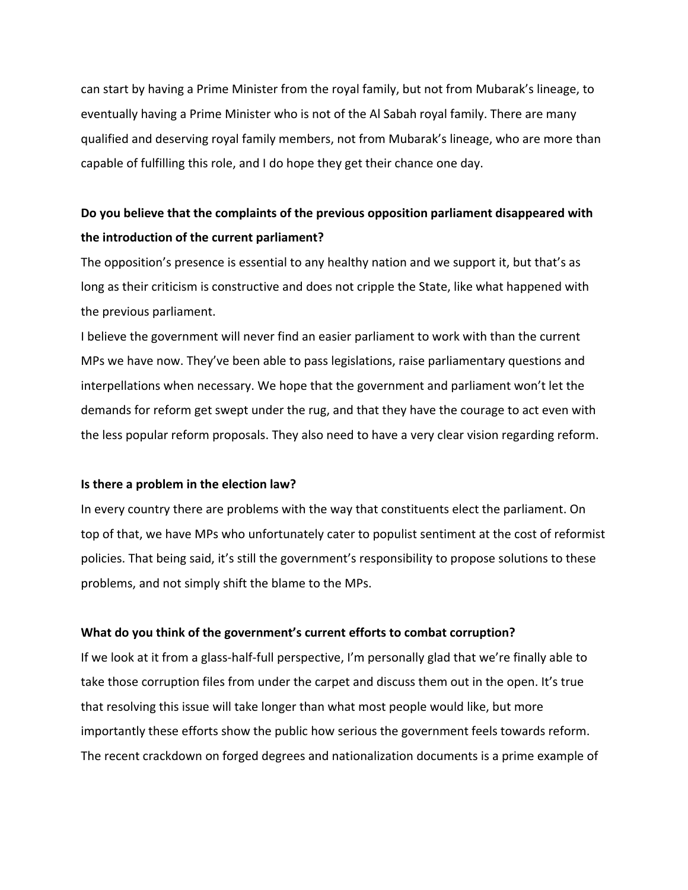can start by having a Prime Minister from the royal family, but not from Mubarak's lineage, to eventually having a Prime Minister who is not of the Al Sabah royal family. There are many qualified and deserving royal family members, not from Mubarak's lineage, who are more than capable of fulfilling this role, and I do hope they get their chance one day.

**Do you believe that the complaints of the previous opposition parliament disappeared with the introduction of the current parliament?**

The opposition's presence is essential to any healthy nation and we support it, but that's as long as their criticism is constructive and does not cripple the State, like what happened with the previous parliament.

I believe the government will never find an easier parliament to work with than the current MPs we have now. They've been able to pass legislations, raise parliamentary questions and interpellations when necessary. We hope that the government and parliament won't let the demands for reform get swept under the rug, and that they have the courage to act even with the less popular reform proposals. They also need to have a very clear vision regarding reform.

**Is there a problem in the election law?**

In every country there are problems with the way that constituents elect the parliament. On top of that, we have MPs who unfortunately cater to populist sentiment at the cost of reformist policies. That being said, it's still the government's responsibility to propose solutions to these problems, and not simply shift the blame to the MPs.

**What do you think of the government's current efforts to combat corruption?**

If we look at it from a glass-half-full perspective, I'm personally glad that we're finally able to take those corruption files from under the carpet and discuss them out in the open. It's true that resolving this issue will take longer than what most people would like, but more importantly these efforts show the public how serious the government feels towards reform. The recent crackdown on forged degrees and nationalization documents is a prime example of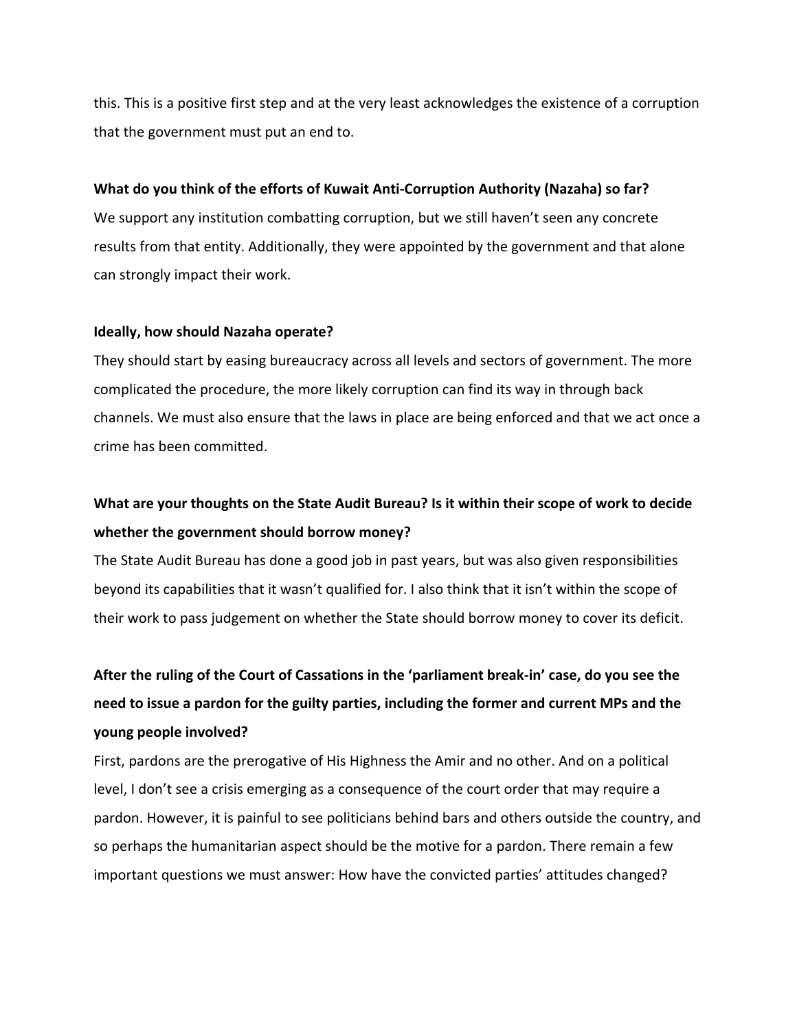this. This is a positive first step and at the very least acknowledges the existence of a corruption that the government must put an end to.

**What do you think of the efforts of Kuwait Anti-Corruption Authority (Nazaha) so far?**

We support any institution combatting corruption, but we still haven't seen any concrete results from that entity. Additionally, they were appointed by the government and that alone can strongly impact their work.

**Ideally, how should Nazaha operate?**

They should start by easing bureaucracy across all levels and sectors of government. The more complicated the procedure, the more likely corruption can find its way in through back channels. We must also ensure that the laws in place are being enforced and that we act once a crime has been committed.

**What are your thoughts on the State Audit Bureau? Is it within their scope of work to decide whether the government should borrow money?**

The State Audit Bureau has done a good job in past years, but was also given responsibilities beyond its capabilities that it wasn't qualified for. I also think that it isn't within the scope of their work to pass judgement on whether the State should borrow money to cover its deficit.

**After the ruling of the Court of Cassations in the 'parliament break-in' case, do you see the need to issue a pardon for the guilty parties, including the former and current MPs and the young people involved?**

First, pardons are the prerogative of His Highness the Amir and no other. And on a political level, I don't see a crisis emerging as a consequence of the court order that may require a pardon. However, it is painful to see politicians behind bars and others outside the country, and so perhaps the humanitarian aspect should be the motive for a pardon. There remain a few important questions we must answer: How have the convicted parties' attitudes changed?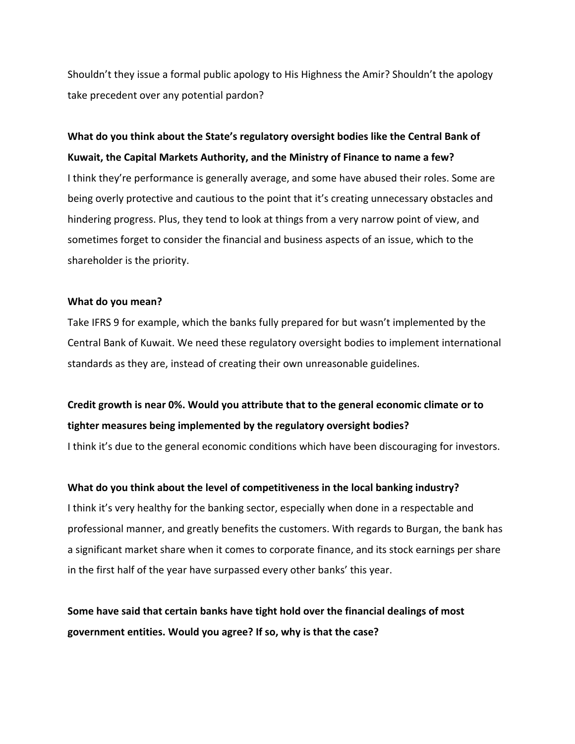Shouldn't they issue a formal public apology to His Highness the Amir? Shouldn't the apology take precedent over any potential pardon?

**What do you think about the State's regulatory oversight bodies like the Central Bank of Kuwait, the Capital Markets Authority, and the Ministry of Finance to name a few?**

I think they're performance is generally average, and some have abused their roles. Some are being overly protective and cautious to the point that it's creating unnecessary obstacles and hindering progress. Plus, they tend to look at things from a very narrow point of view, and sometimes forget to consider the financial and business aspects of an issue, which to the shareholder is the priority.

**What do you mean?**

Take IFRS 9 for example, which the banks fully prepared for but wasn't implemented by the Central Bank of Kuwait. We need these regulatory oversight bodies to implement international standards as they are, instead of creating their own unreasonable guidelines.

**Credit growth is near 0%. Would you attribute that to the general economic climate or to tighter measures being implemented by the regulatory oversight bodies?**

I think it's due to the general economic conditions which have been discouraging for investors.

**What do you think about the level of competitiveness in the local banking industry?**

I think it's very healthy for the banking sector, especially when done in a respectable and professional manner, and greatly benefits the customers. With regards to Burgan, the bank has a significant market share when it comes to corporate finance, and its stock earnings per share in the first half of the year have surpassed every other banks' this year.

**Some have said that certain banks have tight hold over the financial dealings of most government entities. Would you agree? If so, why is that the case?**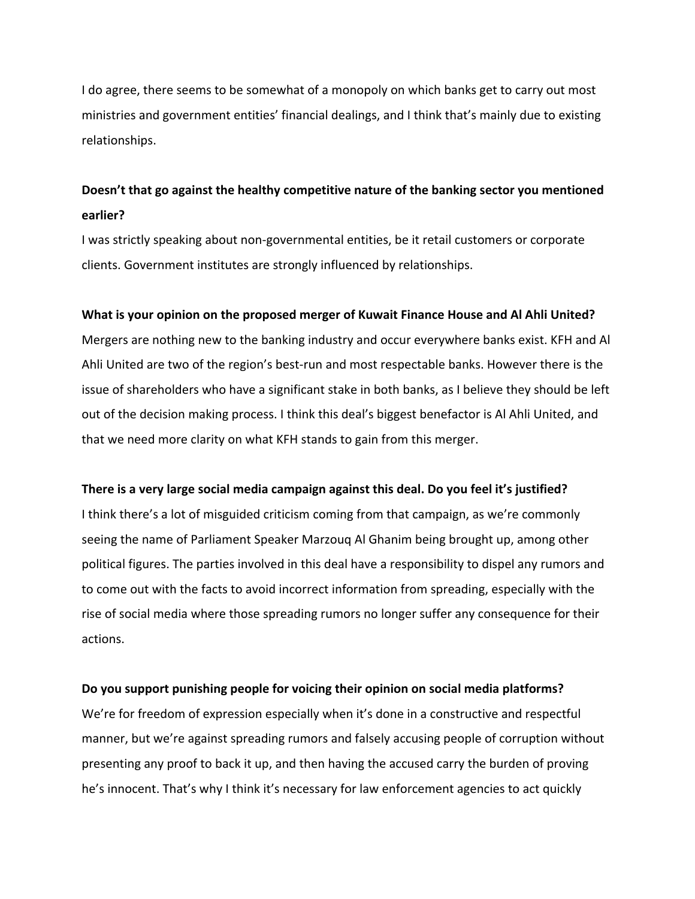I do agree, there seems to be somewhat of a monopoly on which banks get to carry out most ministries and government entities' financial dealings, and I think that's mainly due to existing relationships.

**Doesn't that go against the healthy competitive nature of the banking sector you mentioned earlier?**
I was strictly speaking about non-governmental entities, be it retail customers or corporate clients. Government institutes are strongly influenced by relationships.

**What is your opinion on the proposed merger of Kuwait Finance House and Al Ahli United?**
Mergers are nothing new to the banking industry and occur everywhere banks exist. KFH and Al Ahli United are two of the region's best-run and most respectable banks. However there is the issue of shareholders who have a significant stake in both banks, as I believe they should be left out of the decision making process. I think this deal's biggest benefactor is Al Ahli United, and that we need more clarity on what KFH stands to gain from this merger.

**There is a very large social media campaign against this deal. Do you feel it's justified?**
I think there's a lot of misguided criticism coming from that campaign, as we're commonly seeing the name of Parliament Speaker Marzouq Al Ghanim being brought up, among other political figures. The parties involved in this deal have a responsibility to dispel any rumors and to come out with the facts to avoid incorrect information from spreading, especially with the rise of social media where those spreading rumors no longer suffer any consequence for their actions.

**Do you support punishing people for voicing their opinion on social media platforms?**
We're for freedom of expression especially when it's done in a constructive and respectful manner, but we're against spreading rumors and falsely accusing people of corruption without presenting any proof to back it up, and then having the accused carry the burden of proving he's innocent. That's why I think it's necessary for law enforcement agencies to act quickly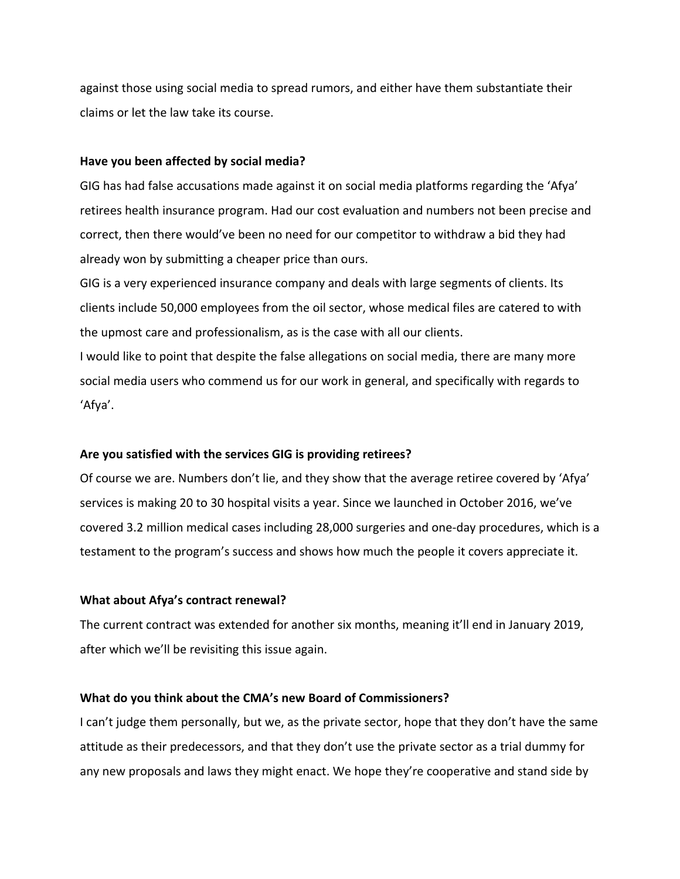against those using social media to spread rumors, and either have them substantiate their claims or let the law take its course.

**Have you been affected by social media?**

GIG has had false accusations made against it on social media platforms regarding the 'Afya' retirees health insurance program. Had our cost evaluation and numbers not been precise and correct, then there would've been no need for our competitor to withdraw a bid they had already won by submitting a cheaper price than ours.

GIG is a very experienced insurance company and deals with large segments of clients. Its clients include 50,000 employees from the oil sector, whose medical files are catered to with the upmost care and professionalism, as is the case with all our clients.

I would like to point that despite the false allegations on social media, there are many more social media users who commend us for our work in general, and specifically with regards to 'Afya'.

**Are you satisfied with the services GIG is providing retirees?**

Of course we are. Numbers don't lie, and they show that the average retiree covered by 'Afya' services is making 20 to 30 hospital visits a year. Since we launched in October 2016, we've covered 3.2 million medical cases including 28,000 surgeries and one-day procedures, which is a testament to the program's success and shows how much the people it covers appreciate it.

**What about Afya's contract renewal?**

The current contract was extended for another six months, meaning it'll end in January 2019, after which we'll be revisiting this issue again.

**What do you think about the CMA's new Board of Commissioners?**

I can't judge them personally, but we, as the private sector, hope that they don't have the same attitude as their predecessors, and that they don't use the private sector as a trial dummy for any new proposals and laws they might enact. We hope they're cooperative and stand side by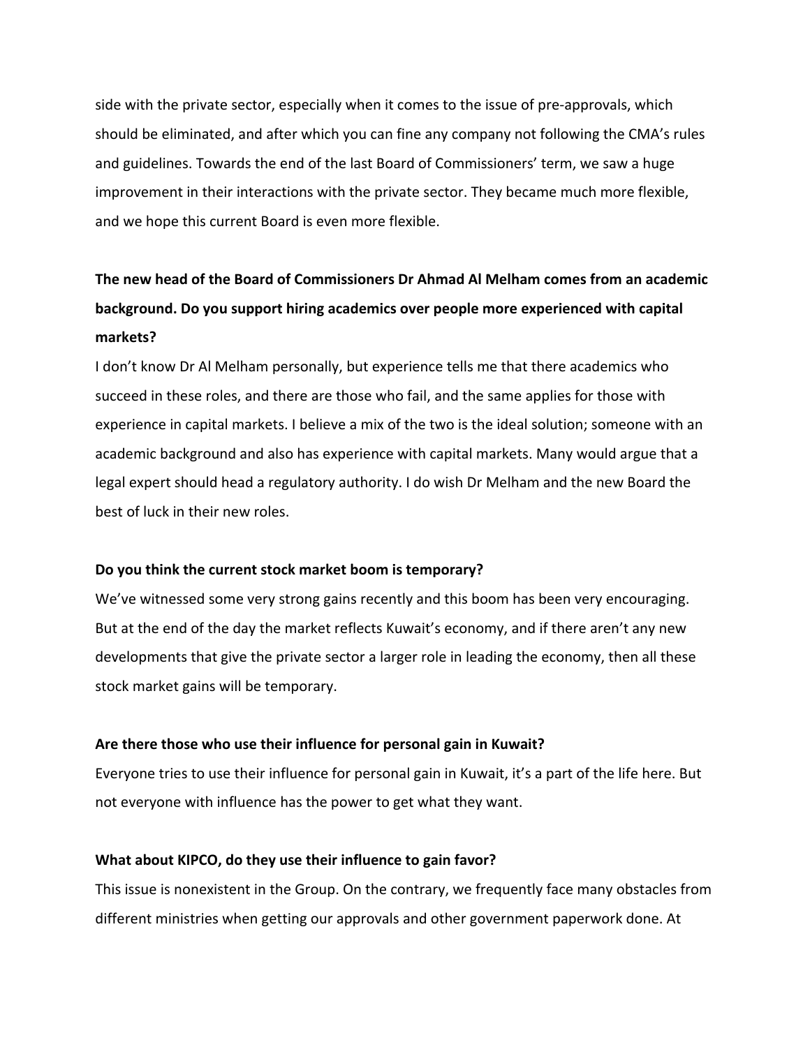side with the private sector, especially when it comes to the issue of pre-approvals, which should be eliminated, and after which you can fine any company not following the CMA's rules and guidelines. Towards the end of the last Board of Commissioners' term, we saw a huge improvement in their interactions with the private sector. They became much more flexible, and we hope this current Board is even more flexible.

**The new head of the Board of Commissioners Dr Ahmad Al Melham comes from an academic background. Do you support hiring academics over people more experienced with capital markets?**

I don't know Dr Al Melham personally, but experience tells me that there academics who succeed in these roles, and there are those who fail, and the same applies for those with experience in capital markets. I believe a mix of the two is the ideal solution; someone with an academic background and also has experience with capital markets. Many would argue that a legal expert should head a regulatory authority. I do wish Dr Melham and the new Board the best of luck in their new roles.

**Do you think the current stock market boom is temporary?**

We've witnessed some very strong gains recently and this boom has been very encouraging. But at the end of the day the market reflects Kuwait's economy, and if there aren't any new developments that give the private sector a larger role in leading the economy, then all these stock market gains will be temporary.

**Are there those who use their influence for personal gain in Kuwait?**

Everyone tries to use their influence for personal gain in Kuwait, it's a part of the life here. But not everyone with influence has the power to get what they want.

**What about KIPCO, do they use their influence to gain favor?**

This issue is nonexistent in the Group. On the contrary, we frequently face many obstacles from different ministries when getting our approvals and other government paperwork done. At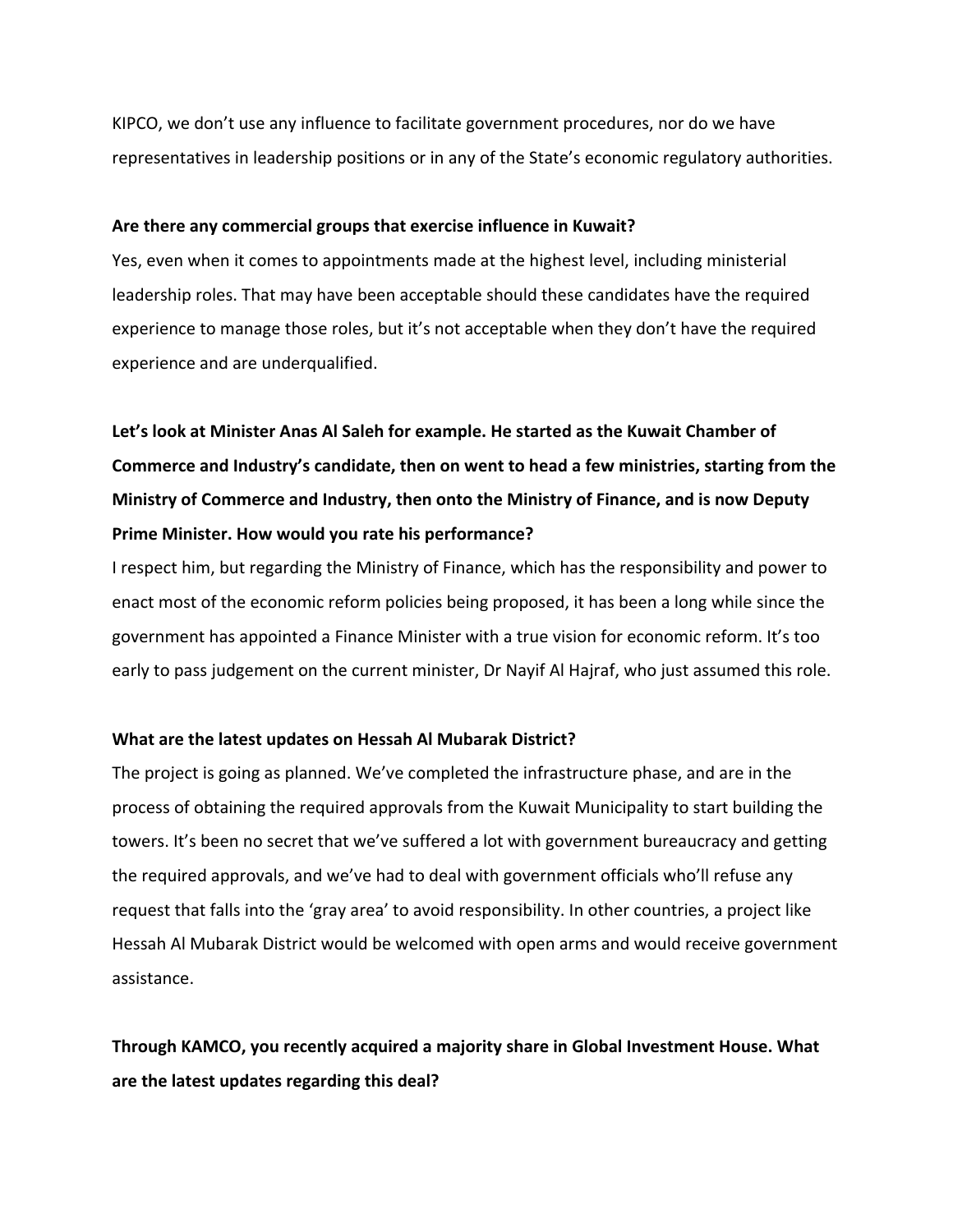KIPCO, we don't use any influence to facilitate government procedures, nor do we have representatives in leadership positions or in any of the State's economic regulatory authorities.

**Are there any commercial groups that exercise influence in Kuwait?**

Yes, even when it comes to appointments made at the highest level, including ministerial leadership roles. That may have been acceptable should these candidates have the required experience to manage those roles, but it's not acceptable when they don't have the required experience and are underqualified.

**Let's look at Minister Anas Al Saleh for example. He started as the Kuwait Chamber of Commerce and Industry's candidate, then on went to head a few ministries, starting from the Ministry of Commerce and Industry, then onto the Ministry of Finance, and is now Deputy Prime Minister. How would you rate his performance?**

I respect him, but regarding the Ministry of Finance, which has the responsibility and power to enact most of the economic reform policies being proposed, it has been a long while since the government has appointed a Finance Minister with a true vision for economic reform. It's too early to pass judgement on the current minister, Dr Nayif Al Hajraf, who just assumed this role.

**What are the latest updates on Hessah Al Mubarak District?**

The project is going as planned. We've completed the infrastructure phase, and are in the process of obtaining the required approvals from the Kuwait Municipality to start building the towers. It's been no secret that we've suffered a lot with government bureaucracy and getting the required approvals, and we've had to deal with government officials who'll refuse any request that falls into the 'gray area' to avoid responsibility. In other countries, a project like Hessah Al Mubarak District would be welcomed with open arms and would receive government assistance.

**Through KAMCO, you recently acquired a majority share in Global Investment House. What are the latest updates regarding this deal?**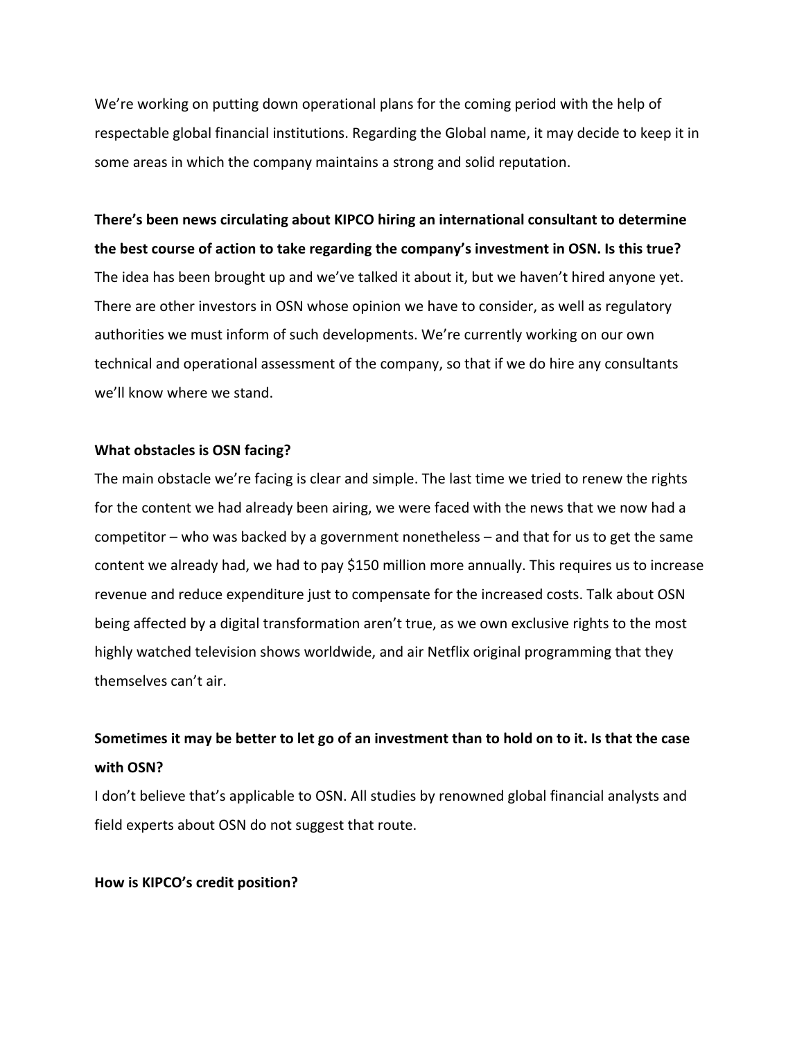We're working on putting down operational plans for the coming period with the help of respectable global financial institutions. Regarding the Global name, it may decide to keep it in some areas in which the company maintains a strong and solid reputation.

**There's been news circulating about KIPCO hiring an international consultant to determine the best course of action to take regarding the company's investment in OSN. Is this true?**

The idea has been brought up and we've talked it about it, but we haven't hired anyone yet. There are other investors in OSN whose opinion we have to consider, as well as regulatory authorities we must inform of such developments. We're currently working on our own technical and operational assessment of the company, so that if we do hire any consultants we'll know where we stand.

**What obstacles is OSN facing?**

The main obstacle we're facing is clear and simple. The last time we tried to renew the rights for the content we had already been airing, we were faced with the news that we now had a competitor – who was backed by a government nonetheless – and that for us to get the same content we already had, we had to pay $150 million more annually. This requires us to increase revenue and reduce expenditure just to compensate for the increased costs. Talk about OSN being affected by a digital transformation aren't true, as we own exclusive rights to the most highly watched television shows worldwide, and air Netflix original programming that they themselves can't air.

**Sometimes it may be better to let go of an investment than to hold on to it. Is that the case with OSN?**

I don't believe that's applicable to OSN. All studies by renowned global financial analysts and field experts about OSN do not suggest that route.

**How is KIPCO's credit position?**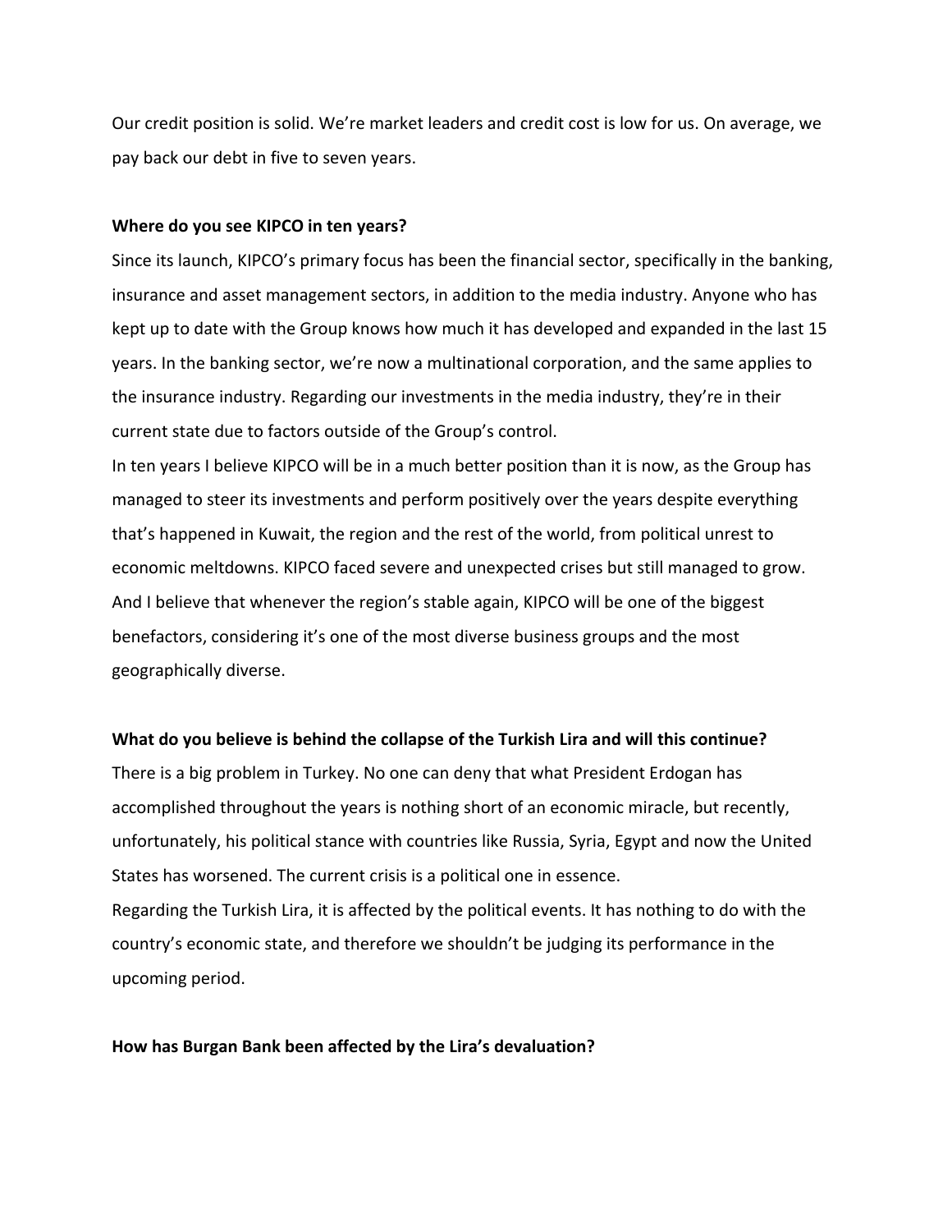Our credit position is solid. We're market leaders and credit cost is low for us. On average, we pay back our debt in five to seven years.

**Where do you see KIPCO in ten years?**

Since its launch, KIPCO's primary focus has been the financial sector, specifically in the banking, insurance and asset management sectors, in addition to the media industry. Anyone who has kept up to date with the Group knows how much it has developed and expanded in the last 15 years. In the banking sector, we're now a multinational corporation, and the same applies to the insurance industry. Regarding our investments in the media industry, they're in their current state due to factors outside of the Group's control.

In ten years I believe KIPCO will be in a much better position than it is now, as the Group has managed to steer its investments and perform positively over the years despite everything that's happened in Kuwait, the region and the rest of the world, from political unrest to economic meltdowns. KIPCO faced severe and unexpected crises but still managed to grow. And I believe that whenever the region's stable again, KIPCO will be one of the biggest benefactors, considering it's one of the most diverse business groups and the most geographically diverse.

**What do you believe is behind the collapse of the Turkish Lira and will this continue?**

There is a big problem in Turkey. No one can deny that what President Erdogan has accomplished throughout the years is nothing short of an economic miracle, but recently, unfortunately, his political stance with countries like Russia, Syria, Egypt and now the United States has worsened. The current crisis is a political one in essence.

Regarding the Turkish Lira, it is affected by the political events. It has nothing to do with the country's economic state, and therefore we shouldn't be judging its performance in the upcoming period.

**How has Burgan Bank been affected by the Lira's devaluation?**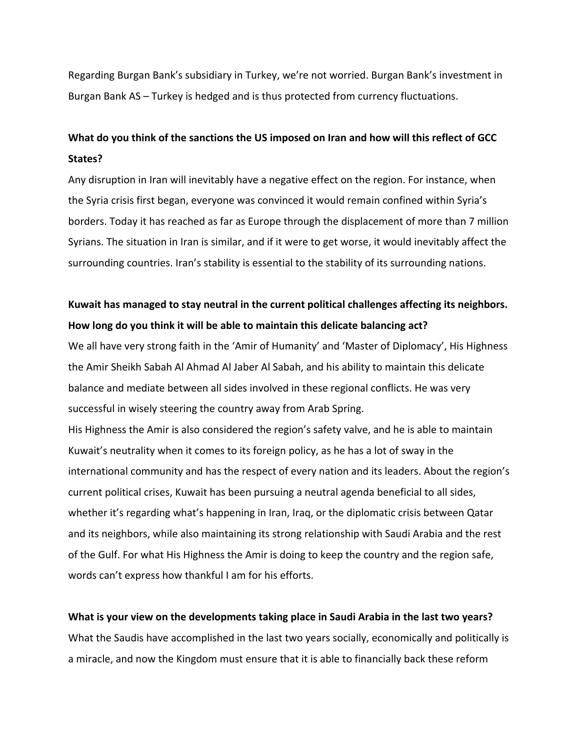Regarding Burgan Bank's subsidiary in Turkey, we're not worried. Burgan Bank's investment in Burgan Bank AS – Turkey is hedged and is thus protected from currency fluctuations.

**What do you think of the sanctions the US imposed on Iran and how will this reflect of GCC States?**

Any disruption in Iran will inevitably have a negative effect on the region. For instance, when the Syria crisis first began, everyone was convinced it would remain confined within Syria's borders. Today it has reached as far as Europe through the displacement of more than 7 million Syrians. The situation in Iran is similar, and if it were to get worse, it would inevitably affect the surrounding countries. Iran's stability is essential to the stability of its surrounding nations.

**Kuwait has managed to stay neutral in the current political challenges affecting its neighbors. How long do you think it will be able to maintain this delicate balancing act?**

We all have very strong faith in the 'Amir of Humanity' and 'Master of Diplomacy', His Highness the Amir Sheikh Sabah Al Ahmad Al Jaber Al Sabah, and his ability to maintain this delicate balance and mediate between all sides involved in these regional conflicts. He was very successful in wisely steering the country away from Arab Spring.

His Highness the Amir is also considered the region's safety valve, and he is able to maintain Kuwait's neutrality when it comes to its foreign policy, as he has a lot of sway in the international community and has the respect of every nation and its leaders. About the region's current political crises, Kuwait has been pursuing a neutral agenda beneficial to all sides, whether it's regarding what's happening in Iran, Iraq, or the diplomatic crisis between Qatar and its neighbors, while also maintaining its strong relationship with Saudi Arabia and the rest of the Gulf. For what His Highness the Amir is doing to keep the country and the region safe, words can't express how thankful I am for his efforts.

**What is your view on the developments taking place in Saudi Arabia in the last two years?**

What the Saudis have accomplished in the last two years socially, economically and politically is a miracle, and now the Kingdom must ensure that it is able to financially back these reform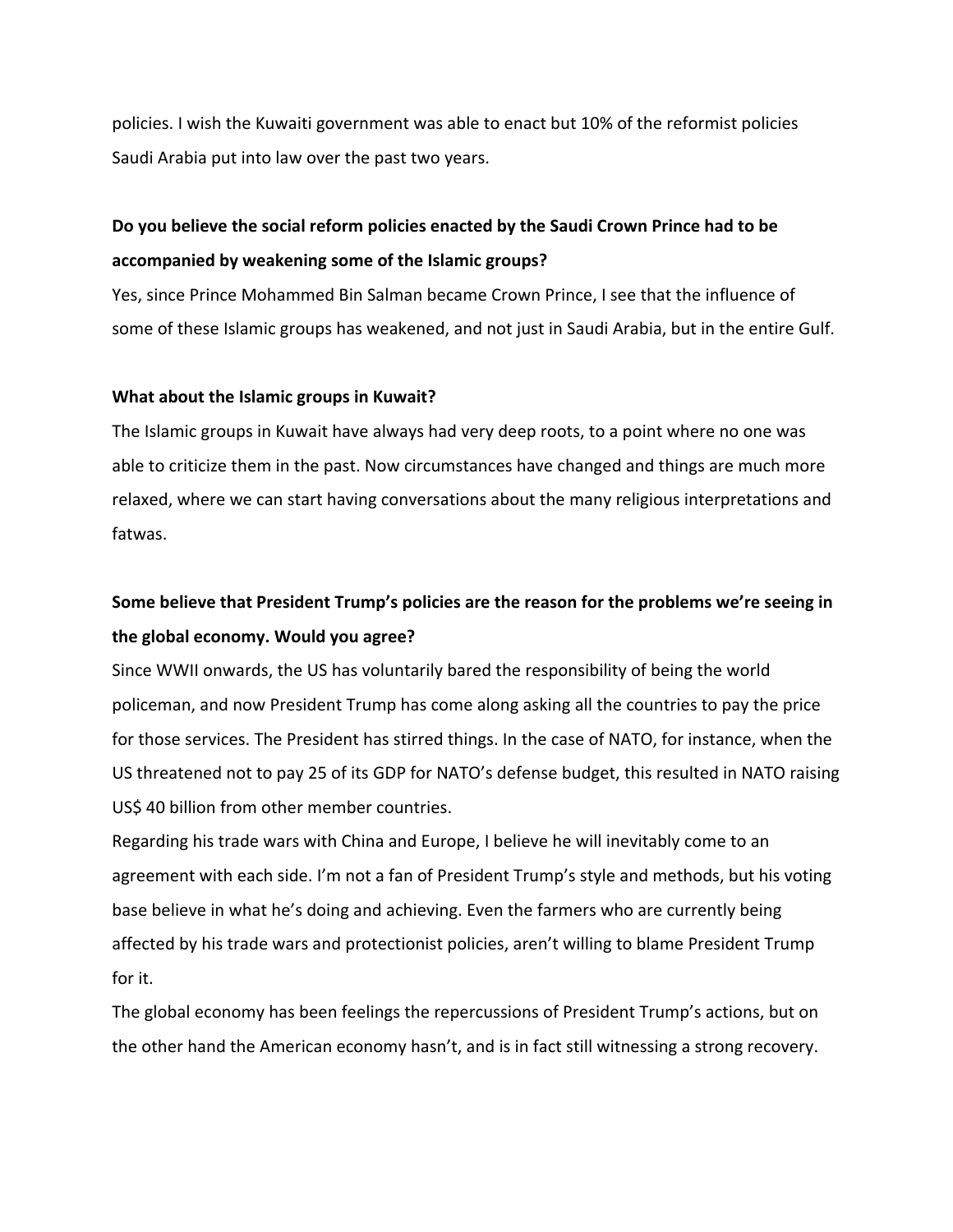policies. I wish the Kuwaiti government was able to enact but 10% of the reformist policies Saudi Arabia put into law over the past two years.

**Do you believe the social reform policies enacted by the Saudi Crown Prince had to be accompanied by weakening some of the Islamic groups?**

Yes, since Prince Mohammed Bin Salman became Crown Prince, I see that the influence of some of these Islamic groups has weakened, and not just in Saudi Arabia, but in the entire Gulf.

**What about the Islamic groups in Kuwait?**

The Islamic groups in Kuwait have always had very deep roots, to a point where no one was able to criticize them in the past. Now circumstances have changed and things are much more relaxed, where we can start having conversations about the many religious interpretations and fatwas.

**Some believe that President Trump's policies are the reason for the problems we're seeing in the global economy. Would you agree?**

Since WWII onwards, the US has voluntarily bared the responsibility of being the world policeman, and now President Trump has come along asking all the countries to pay the price for those services. The President has stirred things. In the case of NATO, for instance, when the US threatened not to pay 25 of its GDP for NATO's defense budget, this resulted in NATO raising US$ 40 billion from other member countries.

Regarding his trade wars with China and Europe, I believe he will inevitably come to an agreement with each side. I'm not a fan of President Trump's style and methods, but his voting base believe in what he's doing and achieving. Even the farmers who are currently being affected by his trade wars and protectionist policies, aren't willing to blame President Trump for it.

The global economy has been feelings the repercussions of President Trump's actions, but on the other hand the American economy hasn't, and is in fact still witnessing a strong recovery.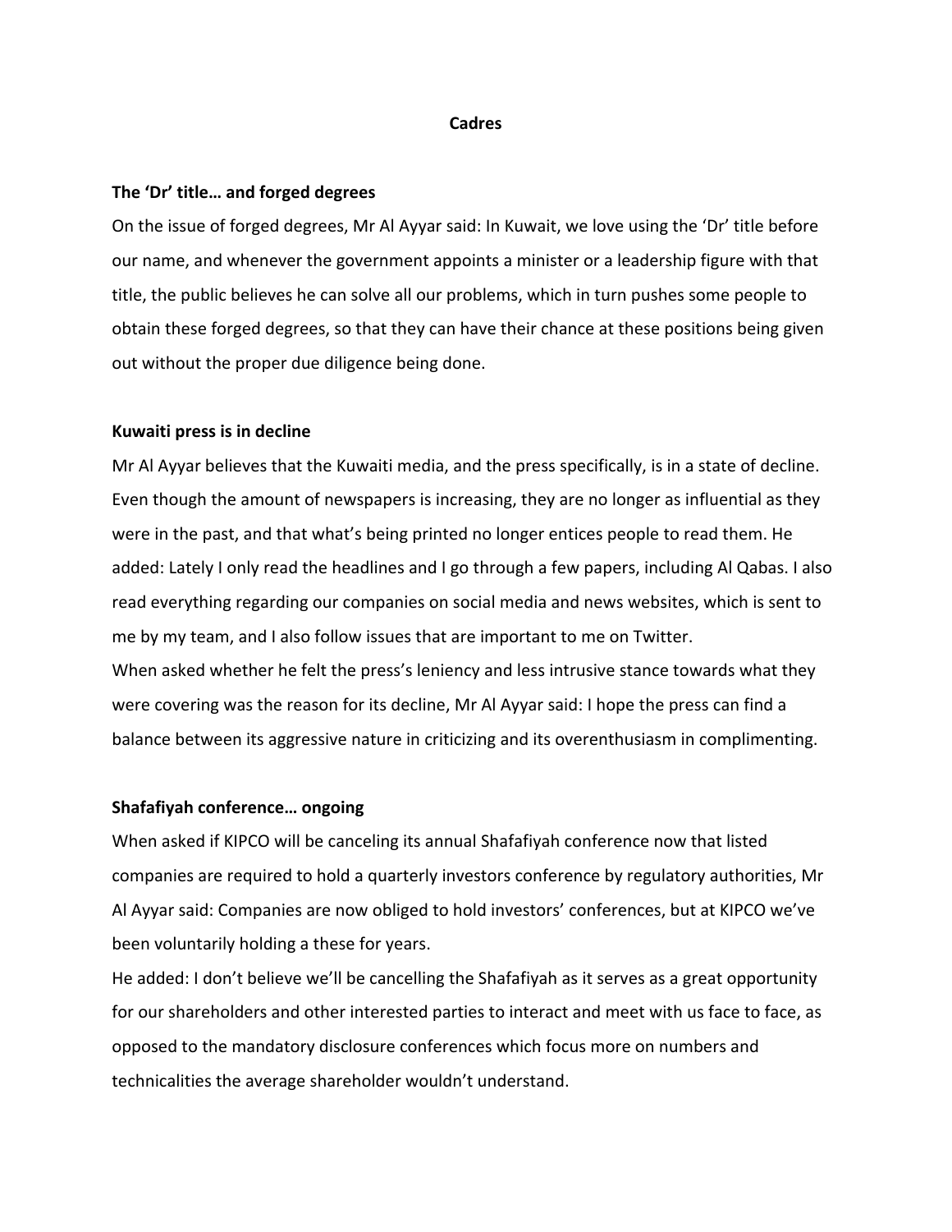# Cadres

**The 'Dr' title… and forged degrees**

On the issue of forged degrees, Mr Al Ayyar said: In Kuwait, we love using the 'Dr' title before our name, and whenever the government appoints a minister or a leadership figure with that title, the public believes he can solve all our problems, which in turn pushes some people to obtain these forged degrees, so that they can have their chance at these positions being given out without the proper due diligence being done.

**Kuwaiti press is in decline**

Mr Al Ayyar believes that the Kuwaiti media, and the press specifically, is in a state of decline. Even though the amount of newspapers is increasing, they are no longer as influential as they were in the past, and that what's being printed no longer entices people to read them. He added: Lately I only read the headlines and I go through a few papers, including Al Qabas. I also read everything regarding our companies on social media and news websites, which is sent to me by my team, and I also follow issues that are important to me on Twitter.

When asked whether he felt the press's leniency and less intrusive stance towards what they were covering was the reason for its decline, Mr Al Ayyar said: I hope the press can find a balance between its aggressive nature in criticizing and its overenthusiasm in complimenting.

**Shafafiyah conference… ongoing**

When asked if KIPCO will be canceling its annual Shafafiyah conference now that listed companies are required to hold a quarterly investors conference by regulatory authorities, Mr Al Ayyar said: Companies are now obliged to hold investors' conferences, but at KIPCO we've been voluntarily holding a these for years.

He added: I don't believe we'll be cancelling the Shafafiyah as it serves as a great opportunity for our shareholders and other interested parties to interact and meet with us face to face, as opposed to the mandatory disclosure conferences which focus more on numbers and technicalities the average shareholder wouldn't understand.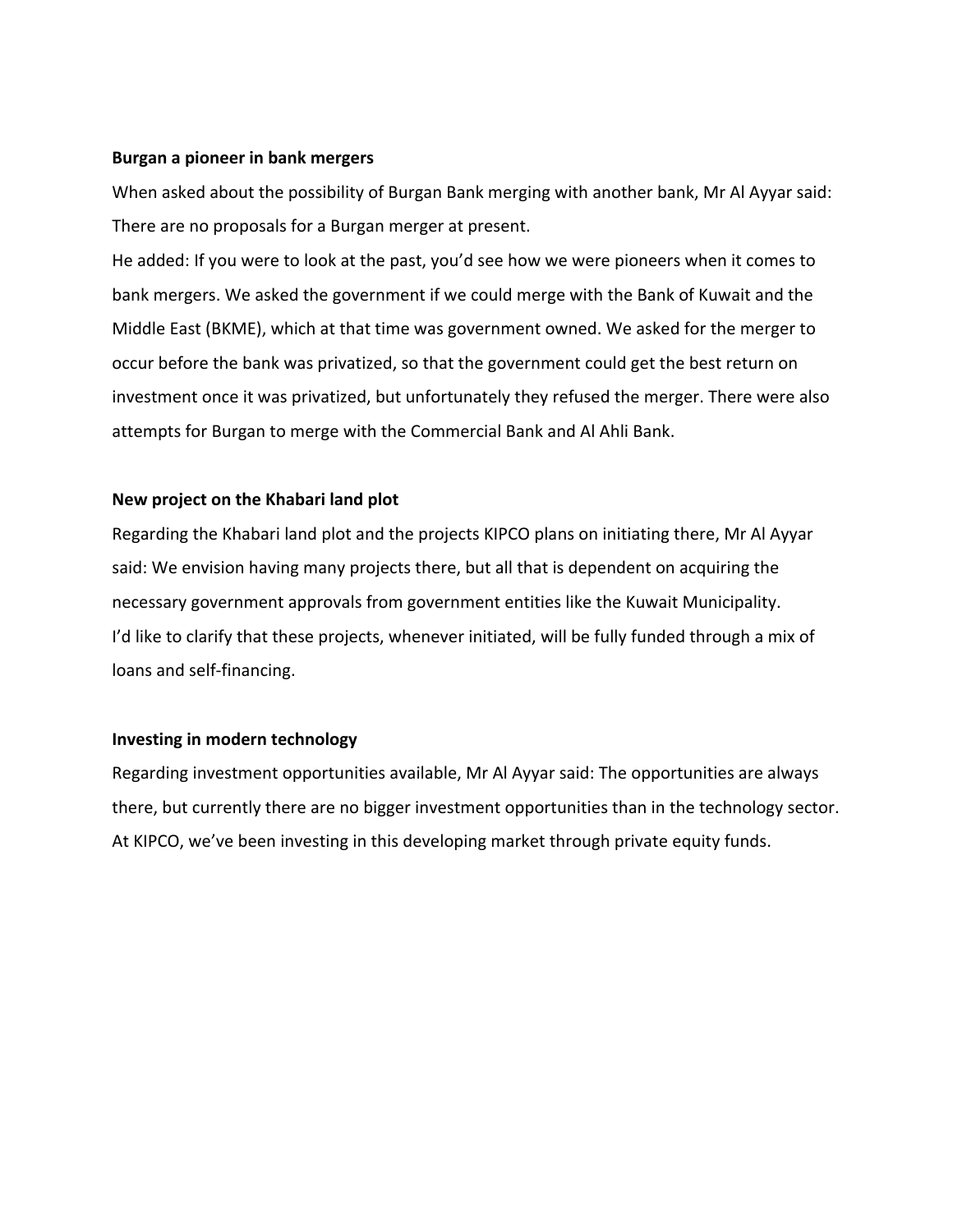**Burgan a pioneer in bank mergers**

When asked about the possibility of Burgan Bank merging with another bank, Mr Al Ayyar said: There are no proposals for a Burgan merger at present.

He added: If you were to look at the past, you'd see how we were pioneers when it comes to bank mergers. We asked the government if we could merge with the Bank of Kuwait and the Middle East (BKME), which at that time was government owned. We asked for the merger to occur before the bank was privatized, so that the government could get the best return on investment once it was privatized, but unfortunately they refused the merger. There were also attempts for Burgan to merge with the Commercial Bank and Al Ahli Bank.

**New project on the Khabari land plot**

Regarding the Khabari land plot and the projects KIPCO plans on initiating there, Mr Al Ayyar said: We envision having many projects there, but all that is dependent on acquiring the necessary government approvals from government entities like the Kuwait Municipality.

I'd like to clarify that these projects, whenever initiated, will be fully funded through a mix of loans and self-financing.

**Investing in modern technology**

Regarding investment opportunities available, Mr Al Ayyar said: The opportunities are always there, but currently there are no bigger investment opportunities than in the technology sector. At KIPCO, we've been investing in this developing market through private equity funds.